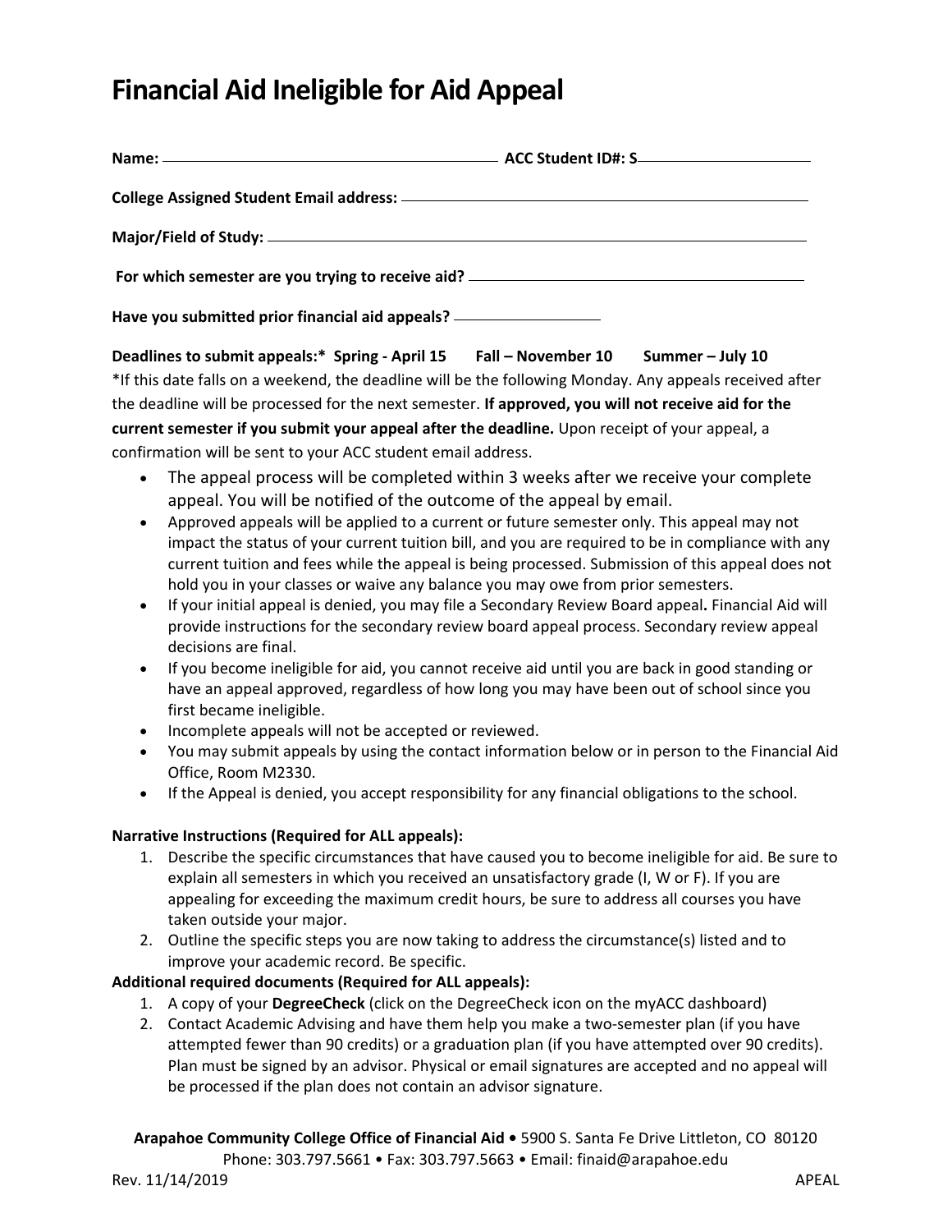# Financial Aid Ineligible for Aid Appeal

**Name:** ______________________________ **ACC Student ID#: S**____________________

**College Assigned Student Email address:** ______________________________

**Major/Field of Study:** ______________________________

**For which semester are you trying to receive aid?** ______________________________

**Have you submitted prior financial aid appeals?** ____________

**Deadlines to submit appeals:\* Spring - April 15 Fall – November 10 Summer – July 10**

\*If this date falls on a weekend, the deadline will be the following Monday. Any appeals received after the deadline will be processed for the next semester. **If approved, you will not receive aid for the current semester if you submit your appeal after the deadline.** Upon receipt of your appeal, a confirmation will be sent to your ACC student email address.

- The appeal process will be completed within 3 weeks after we receive your complete appeal. You will be notified of the outcome of the appeal by email.
- Approved appeals will be applied to a current or future semester only. This appeal may not impact the status of your current tuition bill, and you are required to be in compliance with any current tuition and fees while the appeal is being processed. Submission of this appeal does not hold you in your classes or waive any balance you may owe from prior semesters.
- If your initial appeal is denied, you may file a Secondary Review Board appeal**.** Financial Aid will provide instructions for the secondary review board appeal process. Secondary review appeal decisions are final.
- If you become ineligible for aid, you cannot receive aid until you are back in good standing or have an appeal approved, regardless of how long you may have been out of school since you first became ineligible.
- Incomplete appeals will not be accepted or reviewed.
- You may submit appeals by using the contact information below or in person to the Financial Aid Office, Room M2330.
- If the Appeal is denied, you accept responsibility for any financial obligations to the school.

**Narrative Instructions (Required for ALL appeals):**

1. Describe the specific circumstances that have caused you to become ineligible for aid. Be sure to explain all semesters in which you received an unsatisfactory grade (I, W or F). If you are appealing for exceeding the maximum credit hours, be sure to address all courses you have taken outside your major.
2. Outline the specific steps you are now taking to address the circumstance(s) listed and to improve your academic record. Be specific.

**Additional required documents (Required for ALL appeals):**

1. A copy of your **DegreeCheck** (click on the DegreeCheck icon on the myACC dashboard)
2. Contact Academic Advising and have them help you make a two-semester plan (if you have attempted fewer than 90 credits) or a graduation plan (if you have attempted over 90 credits). Plan must be signed by an advisor. Physical or email signatures are accepted and no appeal will be processed if the plan does not contain an advisor signature.

**Arapahoe Community College Office of Financial Aid •** 5900 S. Santa Fe Drive Littleton, CO 80120
Phone: 303.797.5661 • Fax: 303.797.5663 • Email: finaid@arapahoe.edu

Rev. 11/14/2019 APEAL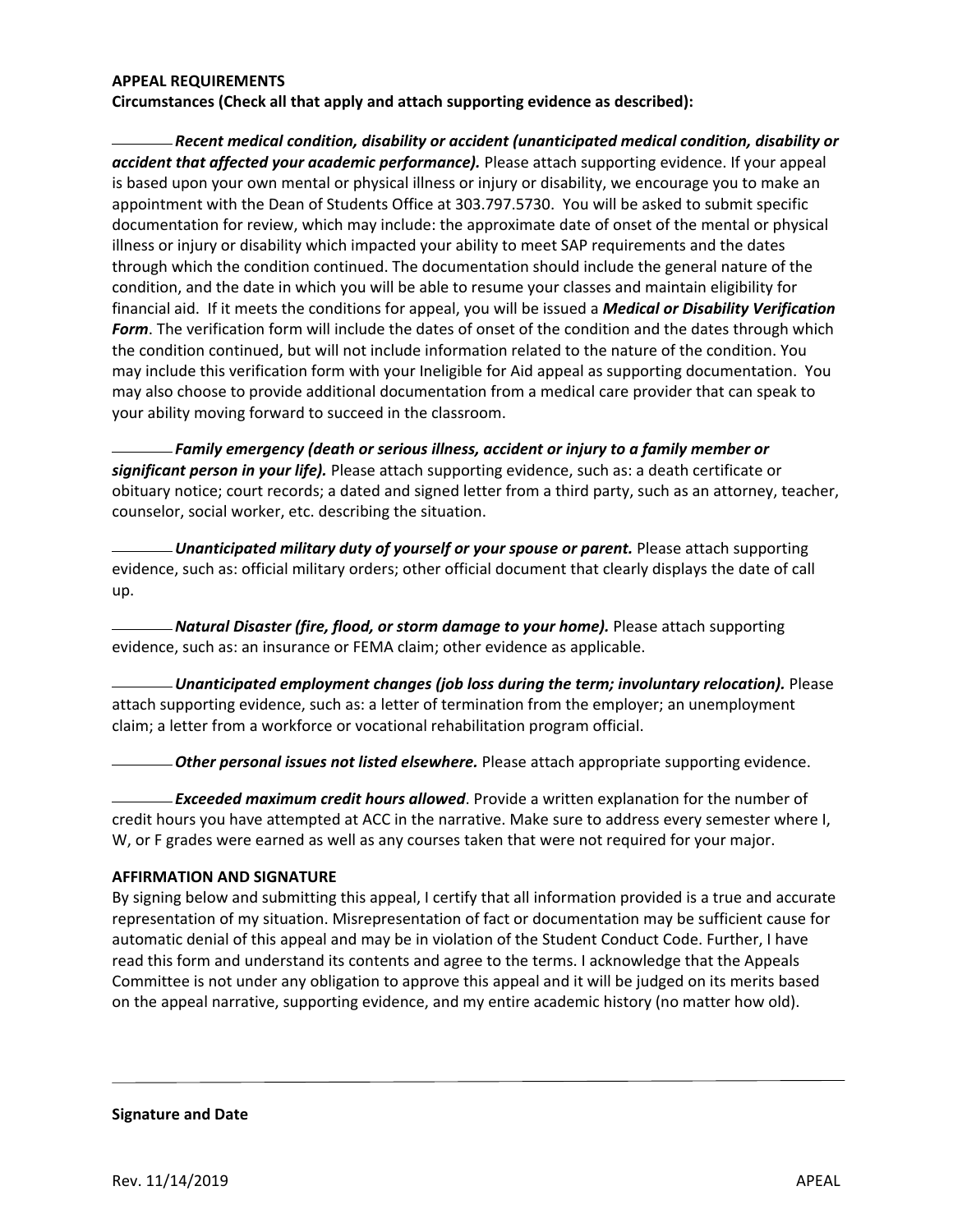**APPEAL REQUIREMENTS**

**Circumstances (Check all that apply and attach supporting evidence as described):**

\_\_\_\_\_\_\_\_ ***Recent medical condition, disability or accident (unanticipated medical condition, disability or accident that affected your academic performance).*** Please attach supporting evidence. If your appeal is based upon your own mental or physical illness or injury or disability, we encourage you to make an appointment with the Dean of Students Office at 303.797.5730. You will be asked to submit specific documentation for review, which may include: the approximate date of onset of the mental or physical illness or injury or disability which impacted your ability to meet SAP requirements and the dates through which the condition continued. The documentation should include the general nature of the condition, and the date in which you will be able to resume your classes and maintain eligibility for financial aid. If it meets the conditions for appeal, you will be issued a ***Medical or Disability Verification Form***. The verification form will include the dates of onset of the condition and the dates through which the condition continued, but will not include information related to the nature of the condition. You may include this verification form with your Ineligible for Aid appeal as supporting documentation. You may also choose to provide additional documentation from a medical care provider that can speak to your ability moving forward to succeed in the classroom.

\_\_\_\_\_\_\_\_ ***Family emergency (death or serious illness, accident or injury to a family member or significant person in your life).*** Please attach supporting evidence, such as: a death certificate or obituary notice; court records; a dated and signed letter from a third party, such as an attorney, teacher, counselor, social worker, etc. describing the situation.

\_\_\_\_\_\_\_\_ ***Unanticipated military duty of yourself or your spouse or parent.*** Please attach supporting evidence, such as: official military orders; other official document that clearly displays the date of call up.

\_\_\_\_\_\_\_\_ ***Natural Disaster (fire, flood, or storm damage to your home).*** Please attach supporting evidence, such as: an insurance or FEMA claim; other evidence as applicable.

\_\_\_\_\_\_\_\_ ***Unanticipated employment changes (job loss during the term; involuntary relocation).*** Please attach supporting evidence, such as: a letter of termination from the employer; an unemployment claim; a letter from a workforce or vocational rehabilitation program official.

\_\_\_\_\_\_\_\_ ***Other personal issues not listed elsewhere.*** Please attach appropriate supporting evidence.

\_\_\_\_\_\_\_\_ ***Exceeded maximum credit hours allowed***. Provide a written explanation for the number of credit hours you have attempted at ACC in the narrative. Make sure to address every semester where I, W, or F grades were earned as well as any courses taken that were not required for your major.

**AFFIRMATION AND SIGNATURE**

By signing below and submitting this appeal, I certify that all information provided is a true and accurate representation of my situation. Misrepresentation of fact or documentation may be sufficient cause for automatic denial of this appeal and may be in violation of the Student Conduct Code. Further, I have read this form and understand its contents and agree to the terms. I acknowledge that the Appeals Committee is not under any obligation to approve this appeal and it will be judged on its merits based on the appeal narrative, supporting evidence, and my entire academic history (no matter how old).

\_\_\_\_\_\_\_\_\_\_\_\_\_\_\_\_\_\_\_\_\_\_\_\_\_\_\_\_\_\_\_\_\_\_\_\_\_\_\_\_\_\_\_\_\_\_\_\_\_\_\_\_\_\_\_\_\_\_\_\_\_\_\_\_\_\_\_\_

**Signature and Date**

Rev. 11/14/2019 APEAL